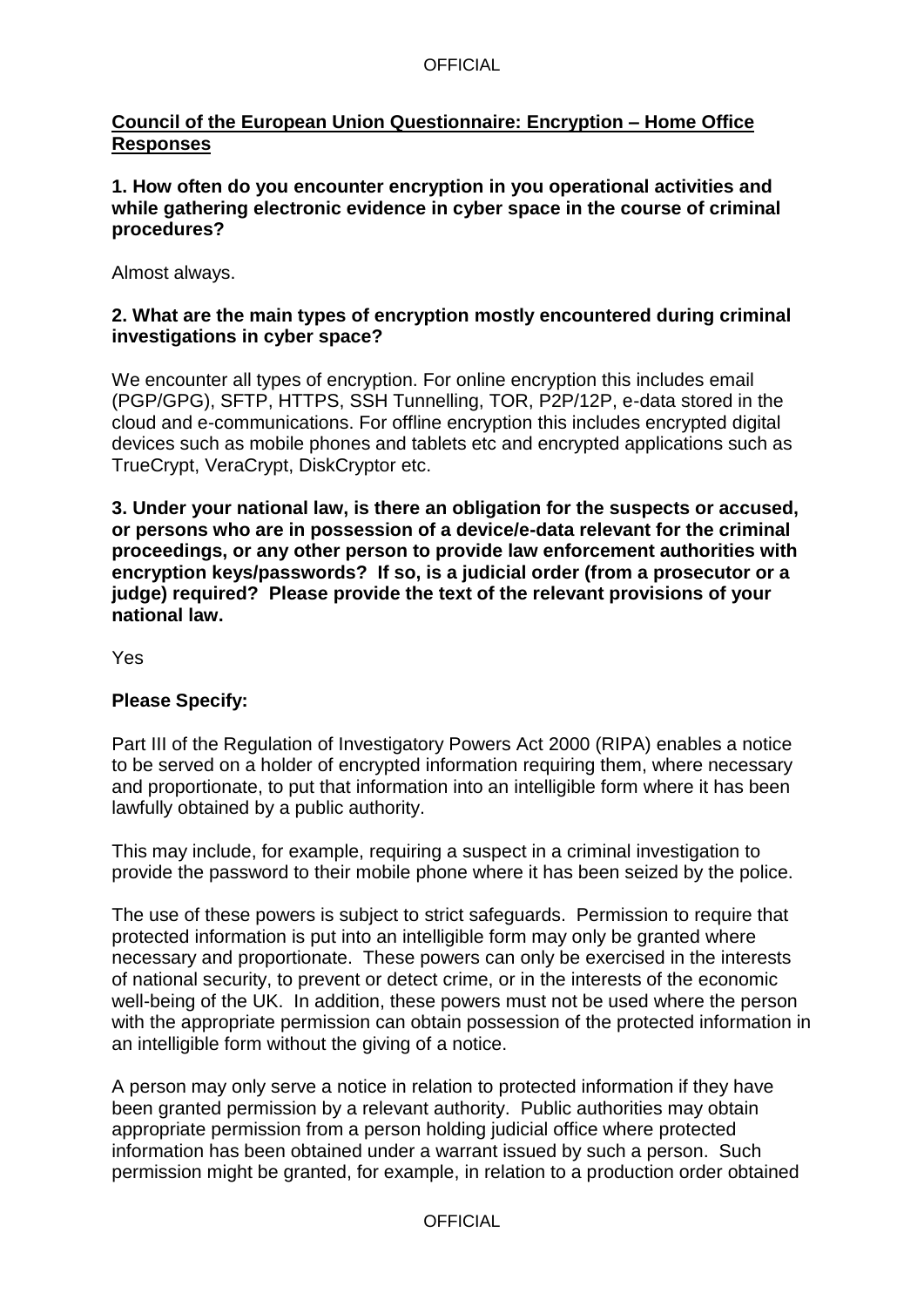**Council of the European Union Questionnaire: Encryption – Home Office Responses**

**1. How often do you encounter encryption in you operational activities and while gathering electronic evidence in cyber space in the course of criminal procedures?**

Almost always.

**2. What are the main types of encryption mostly encountered during criminal investigations in cyber space?**

We encounter all types of encryption. For online encryption this includes email (PGP/GPG), SFTP, HTTPS, SSH Tunnelling, TOR, P2P/12P, e-data stored in the cloud and e-communications. For offline encryption this includes encrypted digital devices such as mobile phones and tablets etc and encrypted applications such as TrueCrypt, VeraCrypt, DiskCryptor etc.

**3. Under your national law, is there an obligation for the suspects or accused, or persons who are in possession of a device/e-data relevant for the criminal proceedings, or any other person to provide law enforcement authorities with encryption keys/passwords? If so, is a judicial order (from a prosecutor or a judge) required? Please provide the text of the relevant provisions of your national law.**

Yes

**Please Specify:**

Part III of the Regulation of Investigatory Powers Act 2000 (RIPA) enables a notice to be served on a holder of encrypted information requiring them, where necessary and proportionate, to put that information into an intelligible form where it has been lawfully obtained by a public authority.

This may include, for example, requiring a suspect in a criminal investigation to provide the password to their mobile phone where it has been seized by the police.

The use of these powers is subject to strict safeguards. Permission to require that protected information is put into an intelligible form may only be granted where necessary and proportionate. These powers can only be exercised in the interests of national security, to prevent or detect crime, or in the interests of the economic well-being of the UK. In addition, these powers must not be used where the person with the appropriate permission can obtain possession of the protected information in an intelligible form without the giving of a notice.

A person may only serve a notice in relation to protected information if they have been granted permission by a relevant authority. Public authorities may obtain appropriate permission from a person holding judicial office where protected information has been obtained under a warrant issued by such a person. Such permission might be granted, for example, in relation to a production order obtained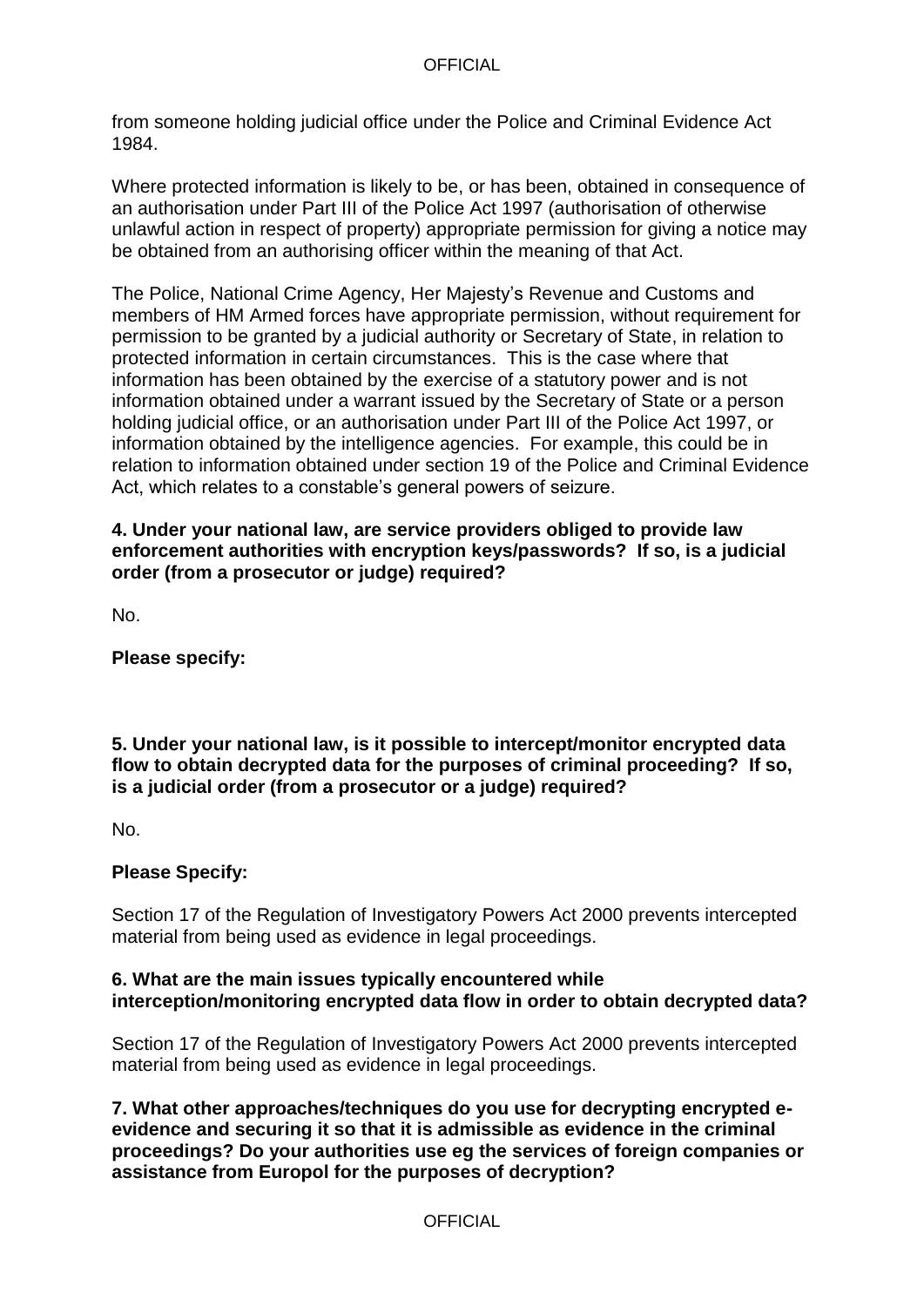from someone holding judicial office under the Police and Criminal Evidence Act 1984.

Where protected information is likely to be, or has been, obtained in consequence of an authorisation under Part III of the Police Act 1997 (authorisation of otherwise unlawful action in respect of property) appropriate permission for giving a notice may be obtained from an authorising officer within the meaning of that Act.

The Police, National Crime Agency, Her Majesty's Revenue and Customs and members of HM Armed forces have appropriate permission, without requirement for permission to be granted by a judicial authority or Secretary of State, in relation to protected information in certain circumstances. This is the case where that information has been obtained by the exercise of a statutory power and is not information obtained under a warrant issued by the Secretary of State or a person holding judicial office, or an authorisation under Part III of the Police Act 1997, or information obtained by the intelligence agencies. For example, this could be in relation to information obtained under section 19 of the Police and Criminal Evidence Act, which relates to a constable's general powers of seizure.

**4. Under your national law, are service providers obliged to provide law enforcement authorities with encryption keys/passwords? If so, is a judicial order (from a prosecutor or judge) required?**

No.

**Please specify:**

**5. Under your national law, is it possible to intercept/monitor encrypted data flow to obtain decrypted data for the purposes of criminal proceeding? If so, is a judicial order (from a prosecutor or a judge) required?**

No.

**Please Specify:**

Section 17 of the Regulation of Investigatory Powers Act 2000 prevents intercepted material from being used as evidence in legal proceedings.

**6. What are the main issues typically encountered while interception/monitoring encrypted data flow in order to obtain decrypted data?**

Section 17 of the Regulation of Investigatory Powers Act 2000 prevents intercepted material from being used as evidence in legal proceedings.

**7. What other approaches/techniques do you use for decrypting encrypted e-evidence and securing it so that it is admissible as evidence in the criminal proceedings? Do your authorities use eg the services of foreign companies or assistance from Europol for the purposes of decryption?**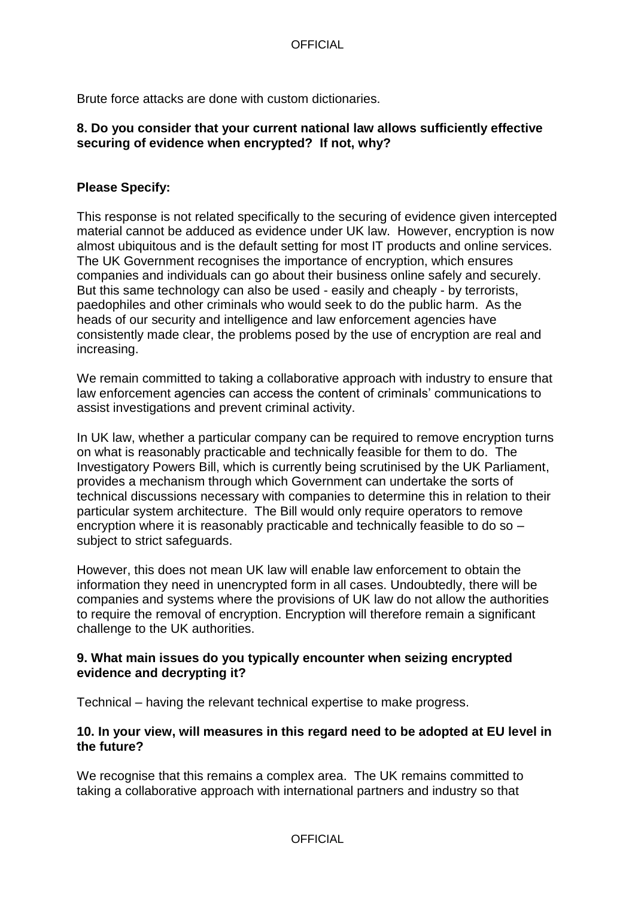Brute force attacks are done with custom dictionaries.

**8. Do you consider that your current national law allows sufficiently effective securing of evidence when encrypted? If not, why?**

**Please Specify:**

This response is not related specifically to the securing of evidence given intercepted material cannot be adduced as evidence under UK law. However, encryption is now almost ubiquitous and is the default setting for most IT products and online services. The UK Government recognises the importance of encryption, which ensures companies and individuals can go about their business online safely and securely. But this same technology can also be used - easily and cheaply - by terrorists, paedophiles and other criminals who would seek to do the public harm. As the heads of our security and intelligence and law enforcement agencies have consistently made clear, the problems posed by the use of encryption are real and increasing.

We remain committed to taking a collaborative approach with industry to ensure that law enforcement agencies can access the content of criminals' communications to assist investigations and prevent criminal activity.

In UK law, whether a particular company can be required to remove encryption turns on what is reasonably practicable and technically feasible for them to do. The Investigatory Powers Bill, which is currently being scrutinised by the UK Parliament, provides a mechanism through which Government can undertake the sorts of technical discussions necessary with companies to determine this in relation to their particular system architecture. The Bill would only require operators to remove encryption where it is reasonably practicable and technically feasible to do so – subject to strict safeguards.

However, this does not mean UK law will enable law enforcement to obtain the information they need in unencrypted form in all cases. Undoubtedly, there will be companies and systems where the provisions of UK law do not allow the authorities to require the removal of encryption. Encryption will therefore remain a significant challenge to the UK authorities.

**9. What main issues do you typically encounter when seizing encrypted evidence and decrypting it?**

Technical – having the relevant technical expertise to make progress.

**10. In your view, will measures in this regard need to be adopted at EU level in the future?**

We recognise that this remains a complex area. The UK remains committed to taking a collaborative approach with international partners and industry so that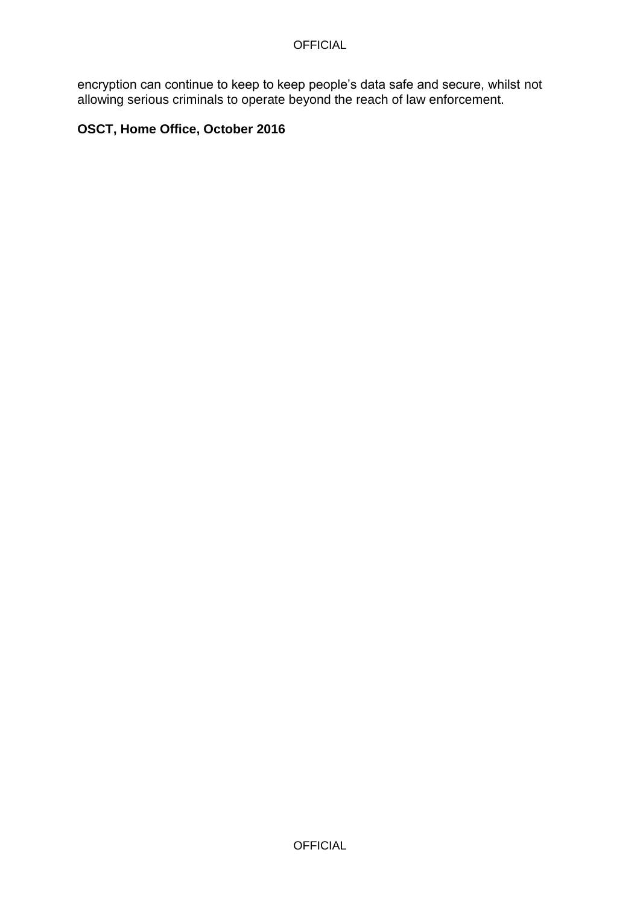encryption can continue to keep to keep people's data safe and secure, whilst not allowing serious criminals to operate beyond the reach of law enforcement.

**OSCT, Home Office, October 2016**